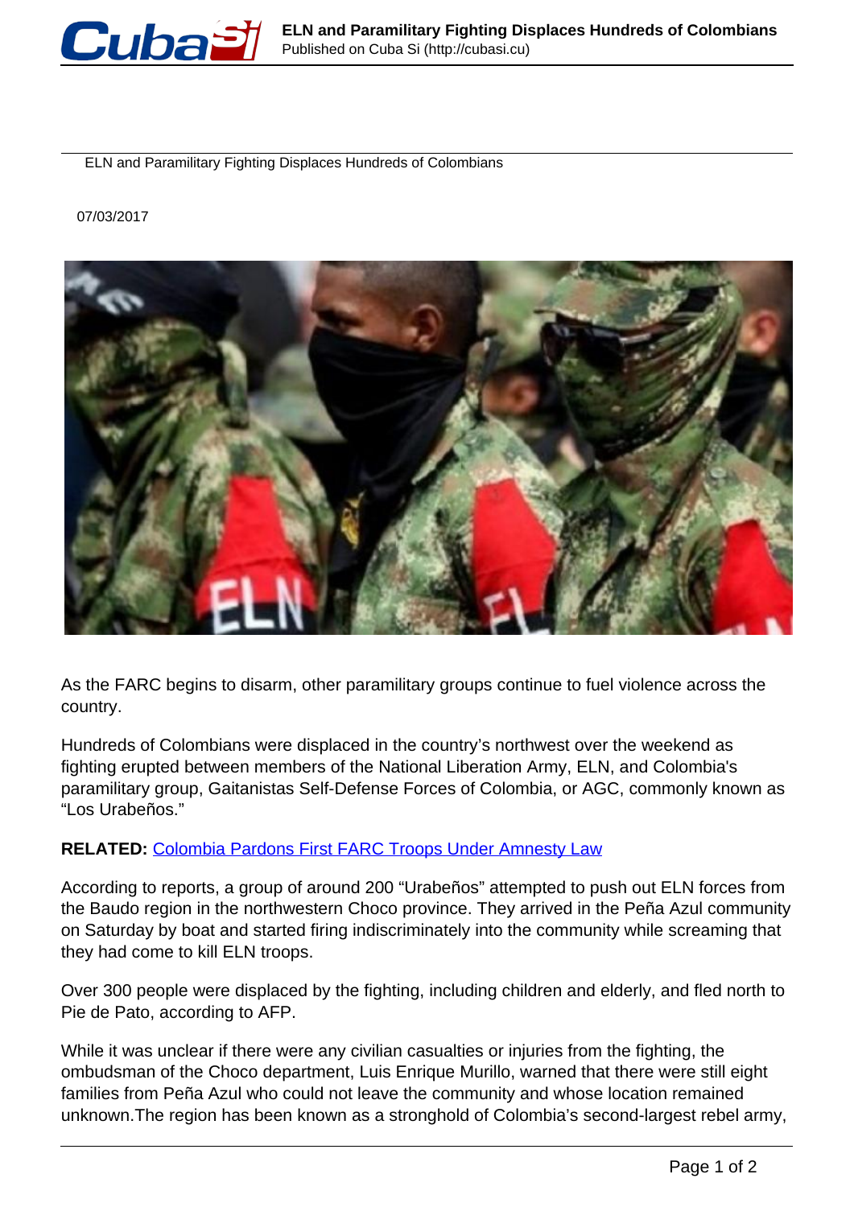# ELN and Paramilitary Fighting Displaces Hundreds of Colombians

07/03/2017

As the FARC begins to disarm, other paramilitary groups continue to fuel violence across the country.

Hundreds of Colombians were displaced in the country's northwest over the weekend as fighting erupted between members of the National Liberation Army, ELN, and Colombia's paramilitary group, Gaitanistas Self-Defense Forces of Colombia, or AGC, commonly known as "Los Urabeños."

**RELATED:** Colombia Pardons First FARC Troops Under Amnesty Law

According to reports, a group of around 200 "Urabeños" attempted to push out ELN forces from the Baudo region in the northwestern Choco province. They arrived in the Peña Azul community on Saturday by boat and started firing indiscriminately into the community while screaming that they had come to kill ELN troops.

Over 300 people were displaced by the fighting, including children and elderly, and fled north to Pie de Pato, according to AFP.

While it was unclear if there were any civilian casualties or injuries from the fighting, the ombudsman of the Choco department, Luis Enrique Murillo, warned that there were still eight families from Peña Azul who could not leave the community and whose location remained unknown.The region has been known as a stronghold of Colombia's second-largest rebel army,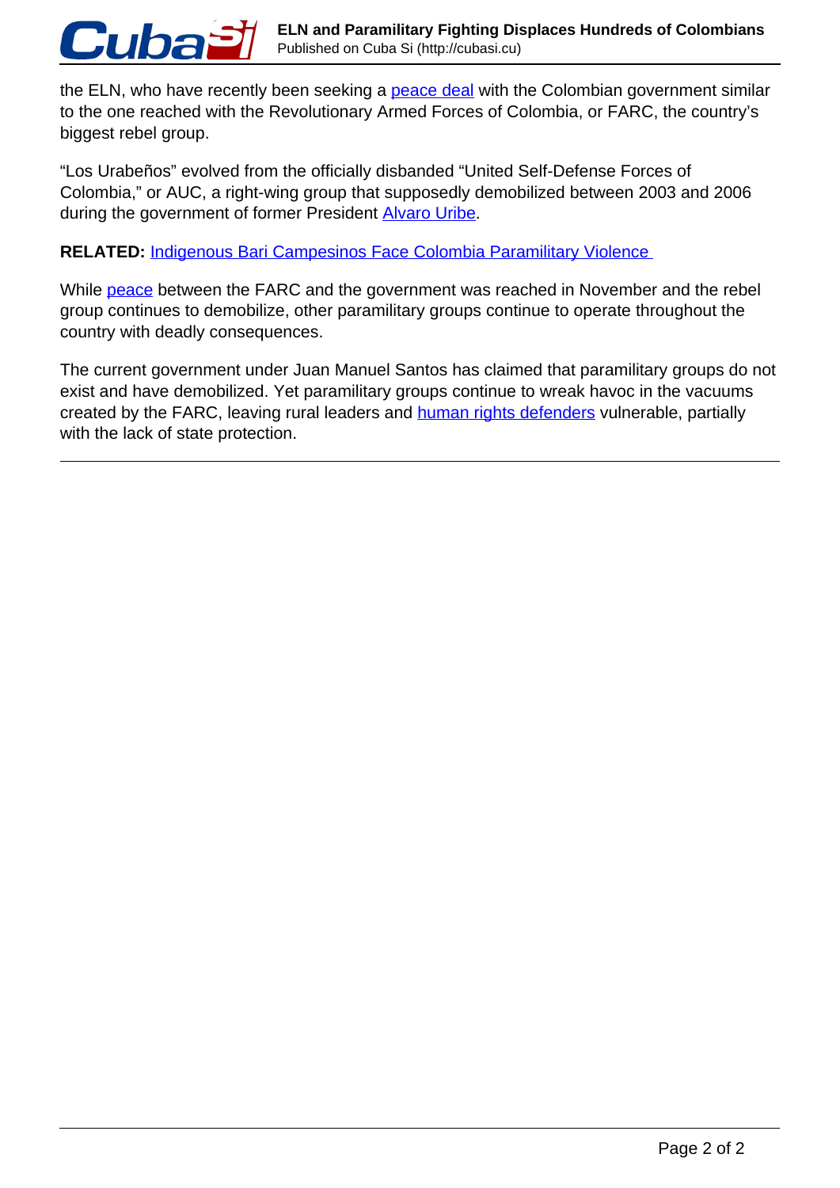the ELN, who have recently been seeking a peace deal with the Colombian government similar to the one reached with the Revolutionary Armed Forces of Colombia, or FARC, the country's biggest rebel group.

"Los Urabeños" evolved from the officially disbanded "United Self-Defense Forces of Colombia," or AUC, a right-wing group that supposedly demobilized between 2003 and 2006 during the government of former President Alvaro Uribe.

**RELATED:** Indigenous Bari Campesinos Face Colombia Paramilitary Violence

While peace between the FARC and the government was reached in November and the rebel group continues to demobilize, other paramilitary groups continue to operate throughout the country with deadly consequences.

The current government under Juan Manuel Santos has claimed that paramilitary groups do not exist and have demobilized. Yet paramilitary groups continue to wreak havoc in the vacuums created by the FARC, leaving rural leaders and human rights defenders vulnerable, partially with the lack of state protection.

---